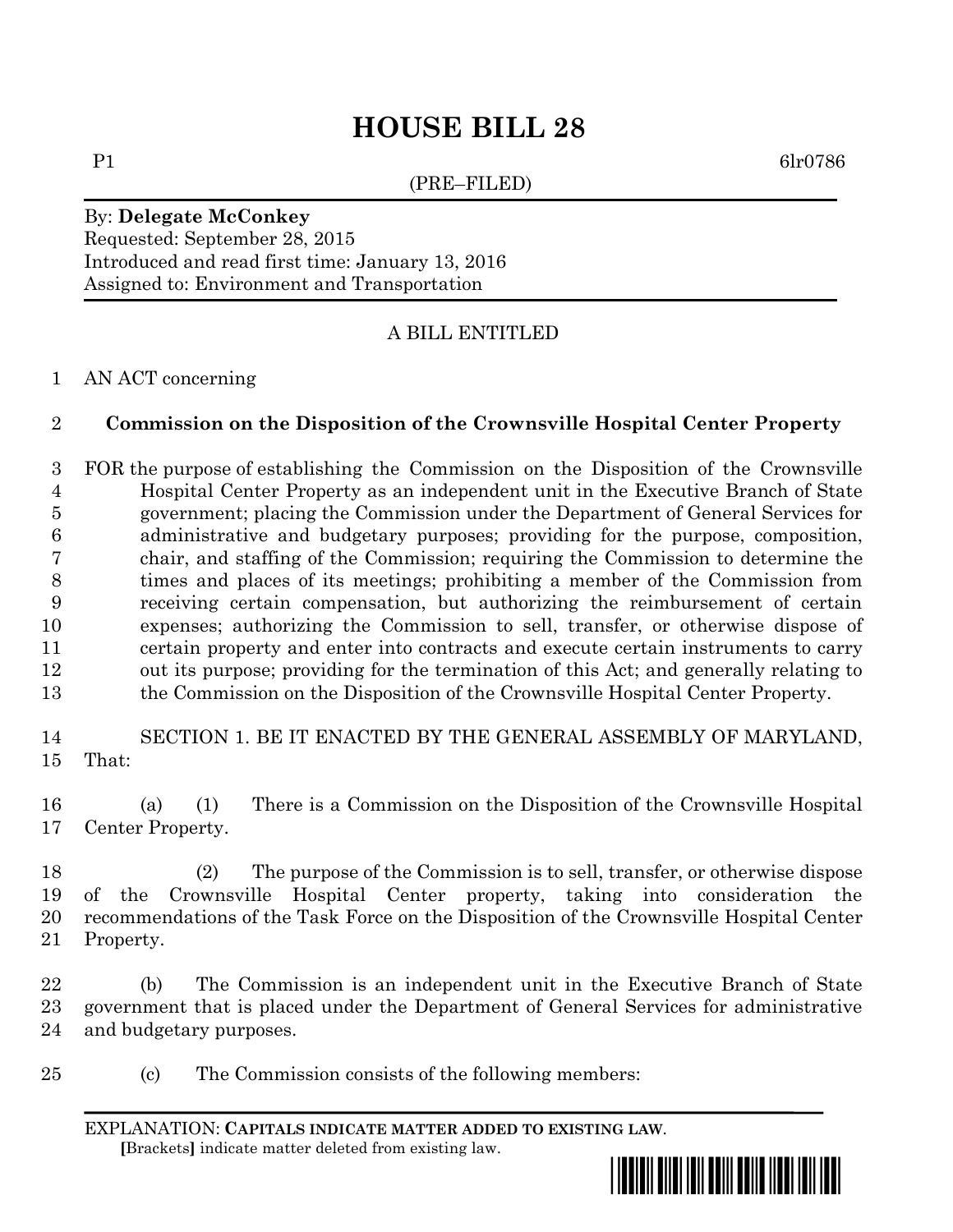# HOUSE BILL 28

P1 6lr0786

(PRE–FILED)

By: **Delegate McConkey**
Requested: September 28, 2015
Introduced and read first time: January 13, 2016
Assigned to: Environment and Transportation

A BILL ENTITLED

AN ACT concerning

**Commission on the Disposition of the Crownsville Hospital Center Property**

FOR the purpose of establishing the Commission on the Disposition of the Crownsville Hospital Center Property as an independent unit in the Executive Branch of State government; placing the Commission under the Department of General Services for administrative and budgetary purposes; providing for the purpose, composition, chair, and staffing of the Commission; requiring the Commission to determine the times and places of its meetings; prohibiting a member of the Commission from receiving certain compensation, but authorizing the reimbursement of certain expenses; authorizing the Commission to sell, transfer, or otherwise dispose of certain property and enter into contracts and execute certain instruments to carry out its purpose; providing for the termination of this Act; and generally relating to the Commission on the Disposition of the Crownsville Hospital Center Property.

SECTION 1. BE IT ENACTED BY THE GENERAL ASSEMBLY OF MARYLAND, That:

(a) (1) There is a Commission on the Disposition of the Crownsville Hospital Center Property.

(2) The purpose of the Commission is to sell, transfer, or otherwise dispose of the Crownsville Hospital Center property, taking into consideration the recommendations of the Task Force on the Disposition of the Crownsville Hospital Center Property.

(b) The Commission is an independent unit in the Executive Branch of State government that is placed under the Department of General Services for administrative and budgetary purposes.

(c) The Commission consists of the following members:

EXPLANATION: **CAPITALS INDICATE MATTER ADDED TO EXISTING LAW.**
[Brackets] indicate matter deleted from existing law.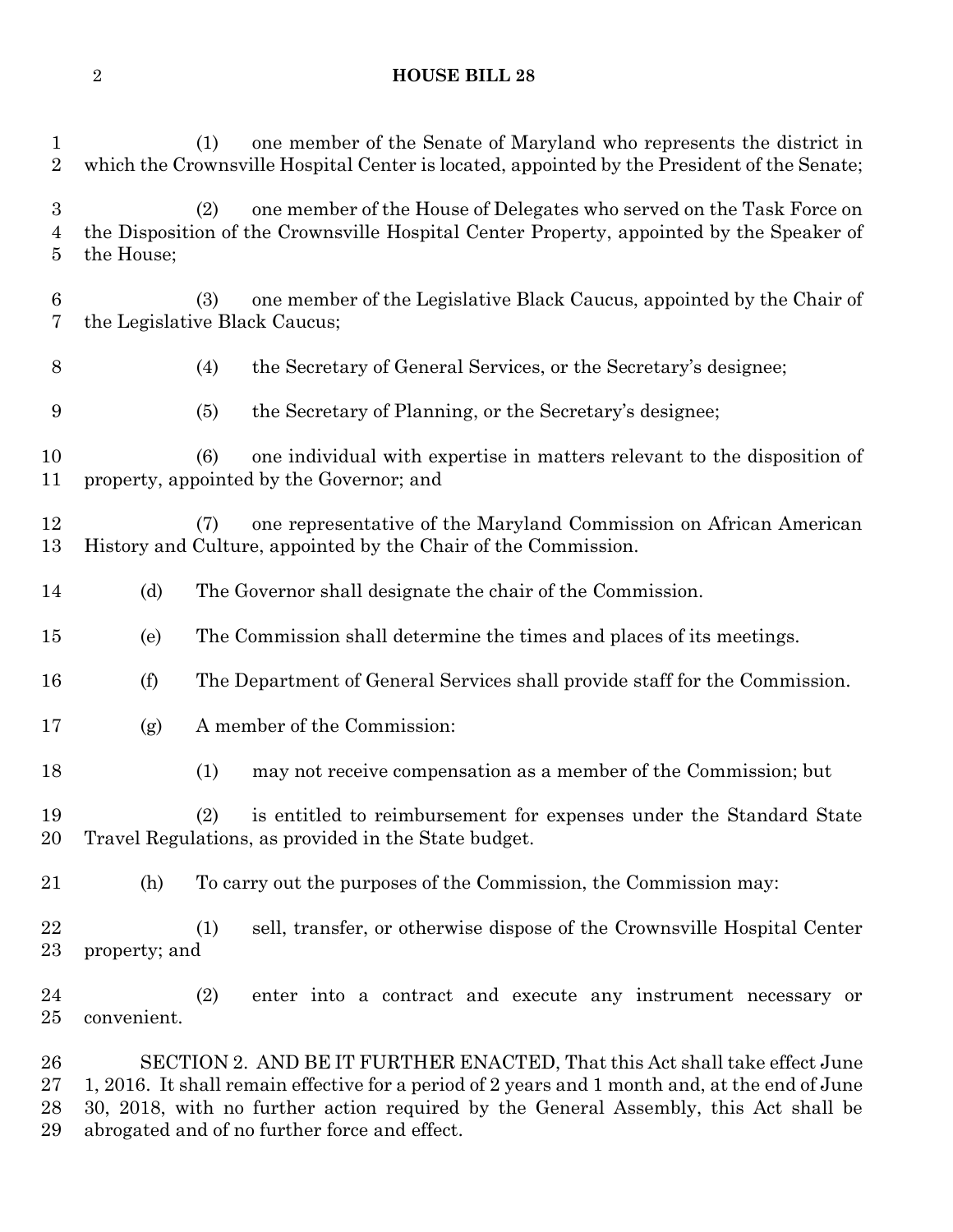(1) one member of the Senate of Maryland who represents the district in which the Crownsville Hospital Center is located, appointed by the President of the Senate;

(2) one member of the House of Delegates who served on the Task Force on the Disposition of the Crownsville Hospital Center Property, appointed by the Speaker of the House;

(3) one member of the Legislative Black Caucus, appointed by the Chair of the Legislative Black Caucus;

(4) the Secretary of General Services, or the Secretary's designee;

(5) the Secretary of Planning, or the Secretary's designee;

(6) one individual with expertise in matters relevant to the disposition of property, appointed by the Governor; and

(7) one representative of the Maryland Commission on African American History and Culture, appointed by the Chair of the Commission.

(d) The Governor shall designate the chair of the Commission.

(e) The Commission shall determine the times and places of its meetings.

(f) The Department of General Services shall provide staff for the Commission.

(g) A member of the Commission:

(1) may not receive compensation as a member of the Commission; but

(2) is entitled to reimbursement for expenses under the Standard State Travel Regulations, as provided in the State budget.

(h) To carry out the purposes of the Commission, the Commission may:

(1) sell, transfer, or otherwise dispose of the Crownsville Hospital Center property; and

(2) enter into a contract and execute any instrument necessary or convenient.

SECTION 2. AND BE IT FURTHER ENACTED, That this Act shall take effect June 1, 2016. It shall remain effective for a period of 2 years and 1 month and, at the end of June 30, 2018, with no further action required by the General Assembly, this Act shall be abrogated and of no further force and effect.